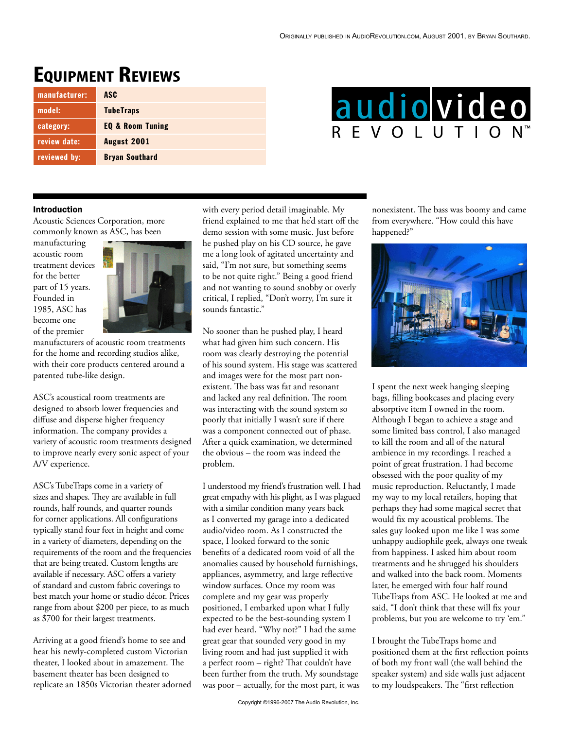Originally published in AudioRevolution.com, August 2001, by Bryan Southard.

# Equipment Reviews

| manufacturer: | ASC |
| --- | --- |
| model: | TubeTraps |
| category: | EQ & Room Tuning |
| review date: | August 2001 |
| reviewed by: | Bryan Southard |

### Introduction

Acoustic Sciences Corporation, more commonly known as ASC, has been manufacturing acoustic room treatment devices for the better part of 15 years. Founded in 1985, ASC has become one of the premier manufacturers of acoustic room treatments for the home and recording studios alike, with their core products centered around a patented tube-like design.

ASC's acoustical room treatments are designed to absorb lower frequencies and diffuse and disperse higher frequency information. The company provides a variety of acoustic room treatments designed to improve nearly every sonic aspect of your A/V experience.

ASC's TubeTraps come in a variety of sizes and shapes. They are available in full rounds, half rounds, and quarter rounds for corner applications. All configurations typically stand four feet in height and come in a variety of diameters, depending on the requirements of the room and the frequencies that are being treated. Custom lengths are available if necessary. ASC offers a variety of standard and custom fabric coverings to best match your home or studio décor. Prices range from about $200 per piece, to as much as $700 for their largest treatments.

Arriving at a good friend's home to see and hear his newly-completed custom Victorian theater, I looked about in amazement. The basement theater has been designed to replicate an 1850s Victorian theater adorned with every period detail imaginable. My friend explained to me that he'd start off the demo session with some music. Just before he pushed play on his CD source, he gave me a long look of agitated uncertainty and said, "I'm not sure, but something seems to be not quite right." Being a good friend and not wanting to sound snobby or overly critical, I replied, "Don't worry, I'm sure it sounds fantastic."

No sooner than he pushed play, I heard what had given him such concern. His room was clearly destroying the potential of his sound system. His stage was scattered and images were for the most part non-existent. The bass was fat and resonant and lacked any real definition. The room was interacting with the sound system so poorly that initially I wasn't sure if there was a component connected out of phase. After a quick examination, we determined the obvious – the room was indeed the problem.

I understood my friend's frustration well. I had great empathy with his plight, as I was plagued with a similar condition many years back as I converted my garage into a dedicated audio/video room. As I constructed the space, I looked forward to the sonic benefits of a dedicated room void of all the anomalies caused by household furnishings, appliances, asymmetry, and large reflective window surfaces. Once my room was complete and my gear was properly positioned, I embarked upon what I fully expected to be the best-sounding system I had ever heard. "Why not?" I had the same great gear that sounded very good in my living room and had just supplied it with a perfect room – right? That couldn't have been further from the truth. My soundstage was poor – actually, for the most part, it was nonexistent. The bass was boomy and came from everywhere. "How could this have happened?"

I spent the next week hanging sleeping bags, filling bookcases and placing every absorptive item I owned in the room. Although I began to achieve a stage and some limited bass control, I also managed to kill the room and all of the natural ambience in my recordings. I reached a point of great frustration. I had become obsessed with the poor quality of my music reproduction. Reluctantly, I made my way to my local retailers, hoping that perhaps they had some magical secret that would fix my acoustical problems. The sales guy looked upon me like I was some unhappy audiophile geek, always one tweak from happiness. I asked him about room treatments and he shrugged his shoulders and walked into the back room. Moments later, he emerged with four half round TubeTraps from ASC. He looked at me and said, "I don't think that these will fix your problems, but you are welcome to try 'em."

I brought the TubeTraps home and positioned them at the first reflection points of both my front wall (the wall behind the speaker system) and side walls just adjacent to my loudspeakers. The "first reflection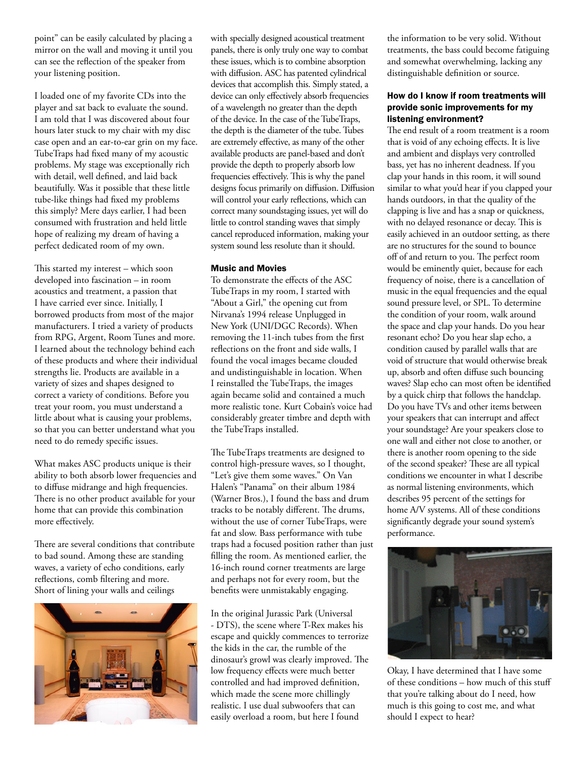point" can be easily calculated by placing a mirror on the wall and moving it until you can see the reflection of the speaker from your listening position.

I loaded one of my favorite CDs into the player and sat back to evaluate the sound. I am told that I was discovered about four hours later stuck to my chair with my disc case open and an ear-to-ear grin on my face. TubeTraps had fixed many of my acoustic problems. My stage was exceptionally rich with detail, well defined, and laid back beautifully. Was it possible that these little tube-like things had fixed my problems this simply? Mere days earlier, I had been consumed with frustration and held little hope of realizing my dream of having a perfect dedicated room of my own.

This started my interest – which soon developed into fascination – in room acoustics and treatment, a passion that I have carried ever since. Initially, I borrowed products from most of the major manufacturers. I tried a variety of products from RPG, Argent, Room Tunes and more. I learned about the technology behind each of these products and where their individual strengths lie. Products are available in a variety of sizes and shapes designed to correct a variety of conditions. Before you treat your room, you must understand a little about what is causing your problems, so that you can better understand what you need to do remedy specific issues.

What makes ASC products unique is their ability to both absorb lower frequencies and to diffuse midrange and high frequencies. There is no other product available for your home that can provide this combination more effectively.

There are several conditions that contribute to bad sound. Among these are standing waves, a variety of echo conditions, early reflections, comb filtering and more. Short of lining your walls and ceilings with specially designed acoustical treatment panels, there is only truly one way to combat these issues, which is to combine absorption with diffusion. ASC has patented cylindrical devices that accomplish this. Simply stated, a device can only effectively absorb frequencies of a wavelength no greater than the depth of the device. In the case of the TubeTraps, the depth is the diameter of the tube. Tubes are extremely effective, as many of the other available products are panel-based and don't provide the depth to properly absorb low frequencies effectively. This is why the panel designs focus primarily on diffusion. Diffusion will control your early reflections, which can correct many soundstaging issues, yet will do little to control standing waves that simply cancel reproduced information, making your system sound less resolute than it should.

### Music and Movies

To demonstrate the effects of the ASC TubeTraps in my room, I started with "About a Girl," the opening cut from Nirvana's 1994 release Unplugged in New York (UNI/DGC Records). When removing the 11-inch tubes from the first reflections on the front and side walls, I found the vocal images became clouded and undistinguishable in location. When I reinstalled the TubeTraps, the images again became solid and contained a much more realistic tone. Kurt Cobain's voice had considerably greater timbre and depth with the TubeTraps installed.

The TubeTraps treatments are designed to control high-pressure waves, so I thought, "Let's give them some waves." On Van Halen's "Panama" on their album 1984 (Warner Bros.), I found the bass and drum tracks to be notably different. The drums, without the use of corner TubeTraps, were fat and slow. Bass performance with tube traps had a focused position rather than just filling the room. As mentioned earlier, the 16-inch round corner treatments are large and perhaps not for every room, but the benefits were unmistakably engaging.

In the original Jurassic Park (Universal - DTS), the scene where T-Rex makes his escape and quickly commences to terrorize the kids in the car, the rumble of the dinosaur's growl was clearly improved. The low frequency effects were much better controlled and had improved definition, which made the scene more chillingly realistic. I use dual subwoofers that can easily overload a room, but here I found the information to be very solid. Without treatments, the bass could become fatiguing and somewhat overwhelming, lacking any distinguishable definition or source.

### How do I know if room treatments will provide sonic improvements for my listening environment?

The end result of a room treatment is a room that is void of any echoing effects. It is live and ambient and displays very controlled bass, yet has no inherent deadness. If you clap your hands in this room, it will sound similar to what you'd hear if you clapped your hands outdoors, in that the quality of the clapping is live and has a snap or quickness, with no delayed resonance or decay. This is easily achieved in an outdoor setting, as there are no structures for the sound to bounce off of and return to you. The perfect room would be eminently quiet, because for each frequency of noise, there is a cancellation of music in the equal frequencies and the equal sound pressure level, or SPL. To determine the condition of your room, walk around the space and clap your hands. Do you hear resonant echo? Do you hear slap echo, a condition caused by parallel walls that are void of structure that would otherwise break up, absorb and often diffuse such bouncing waves? Slap echo can most often be identified by a quick chirp that follows the handclap. Do you have TVs and other items between your speakers that can interrupt and affect your soundstage? Are your speakers close to one wall and either not close to another, or there is another room opening to the side of the second speaker? These are all typical conditions we encounter in what I describe as normal listening environments, which describes 95 percent of the settings for home A/V systems. All of these conditions significantly degrade your sound system's performance.

Okay, I have determined that I have some of these conditions – how much of this stuff that you're talking about do I need, how much is this going to cost me, and what should I expect to hear?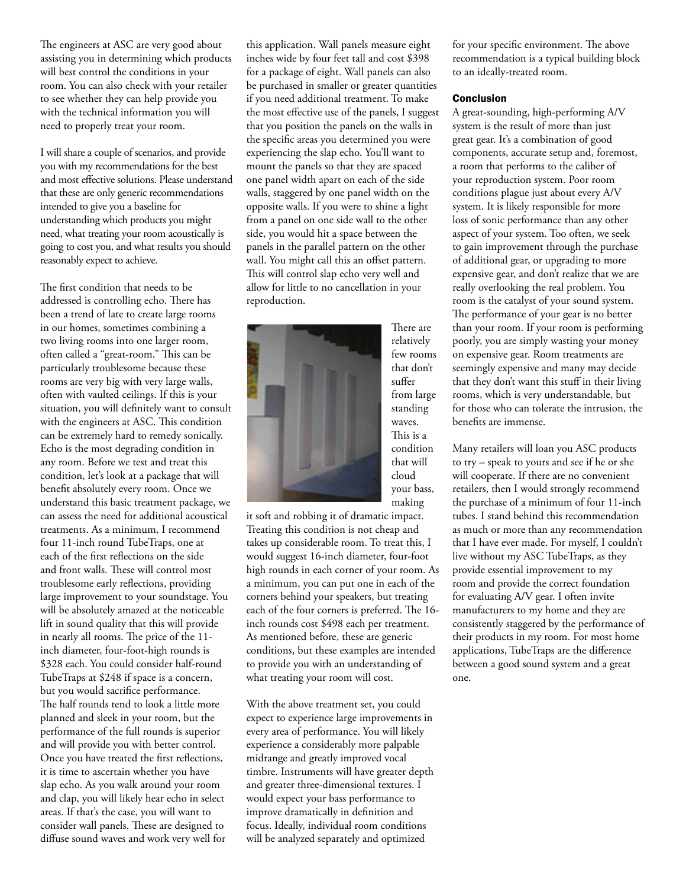The engineers at ASC are very good about assisting you in determining which products will best control the conditions in your room. You can also check with your retailer to see whether they can help provide you with the technical information you will need to properly treat your room.

I will share a couple of scenarios, and provide you with my recommendations for the best and most effective solutions. Please understand that these are only generic recommendations intended to give you a baseline for understanding which products you might need, what treating your room acoustically is going to cost you, and what results you should reasonably expect to achieve.

The first condition that needs to be addressed is controlling echo. There has been a trend of late to create large rooms in our homes, sometimes combining a two living rooms into one larger room, often called a "great-room." This can be particularly troublesome because these rooms are very big with very large walls, often with vaulted ceilings. If this is your situation, you will definitely want to consult with the engineers at ASC. This condition can be extremely hard to remedy sonically. Echo is the most degrading condition in any room. Before we test and treat this condition, let's look at a package that will benefit absolutely every room. Once we understand this basic treatment package, we can assess the need for additional acoustical treatments. As a minimum, I recommend four 11-inch round TubeTraps, one at each of the first reflections on the side and front walls. These will control most troublesome early reflections, providing large improvement to your soundstage. You will be absolutely amazed at the noticeable lift in sound quality that this will provide in nearly all rooms. The price of the 11-inch diameter, four-foot-high rounds is $328 each. You could consider half-round TubeTraps at $248 if space is a concern, but you would sacrifice performance. The half rounds tend to look a little more planned and sleek in your room, but the performance of the full rounds is superior and will provide you with better control. Once you have treated the first reflections, it is time to ascertain whether you have slap echo. As you walk around your room and clap, you will likely hear echo in select areas. If that's the case, you will want to consider wall panels. These are designed to diffuse sound waves and work very well for this application. Wall panels measure eight inches wide by four feet tall and cost $398 for a package of eight. Wall panels can also be purchased in smaller or greater quantities if you need additional treatment. To make the most effective use of the panels, I suggest that you position the panels on the walls in the specific areas you determined you were experiencing the slap echo. You'll want to mount the panels so that they are spaced one panel width apart on each of the side walls, staggered by one panel width on the opposite walls. If you were to shine a light from a panel on one side wall to the other side, you would hit a space between the panels in the parallel pattern on the other wall. You might call this an offset pattern. This will control slap echo very well and allow for little to no cancellation in your reproduction.

There are relatively few rooms that don't suffer from large standing waves. This is a condition that will cloud your bass, making it soft and robbing it of dramatic impact. Treating this condition is not cheap and takes up considerable room. To treat this, I would suggest 16-inch diameter, four-foot high rounds in each corner of your room. As a minimum, you can put one in each of the corners behind your speakers, but treating each of the four corners is preferred. The 16-inch rounds cost $498 each per treatment. As mentioned before, these are generic conditions, but these examples are intended to provide you with an understanding of what treating your room will cost.

With the above treatment set, you could expect to experience large improvements in every area of performance. You will likely experience a considerably more palpable midrange and greatly improved vocal timbre. Instruments will have greater depth and greater three-dimensional textures. I would expect your bass performance to improve dramatically in definition and focus. Ideally, individual room conditions will be analyzed separately and optimized for your specific environment. The above recommendation is a typical building block to an ideally-treated room.

## Conclusion

A great-sounding, high-performing A/V system is the result of more than just great gear. It's a combination of good components, accurate setup and, foremost, a room that performs to the caliber of your reproduction system. Poor room conditions plague just about every A/V system. It is likely responsible for more loss of sonic performance than any other aspect of your system. Too often, we seek to gain improvement through the purchase of additional gear, or upgrading to more expensive gear, and don't realize that we are really overlooking the real problem. You room is the catalyst of your sound system. The performance of your gear is no better than your room. If your room is performing poorly, you are simply wasting your money on expensive gear. Room treatments are seemingly expensive and many may decide that they don't want this stuff in their living rooms, which is very understandable, but for those who can tolerate the intrusion, the benefits are immense.

Many retailers will loan you ASC products to try – speak to yours and see if he or she will cooperate. If there are no convenient retailers, then I would strongly recommend the purchase of a minimum of four 11-inch tubes. I stand behind this recommendation as much or more than any recommendation that I have ever made. For myself, I couldn't live without my ASC TubeTraps, as they provide essential improvement to my room and provide the correct foundation for evaluating A/V gear. I often invite manufacturers to my home and they are consistently staggered by the performance of their products in my room. For most home applications, TubeTraps are the difference between a good sound system and a great one.